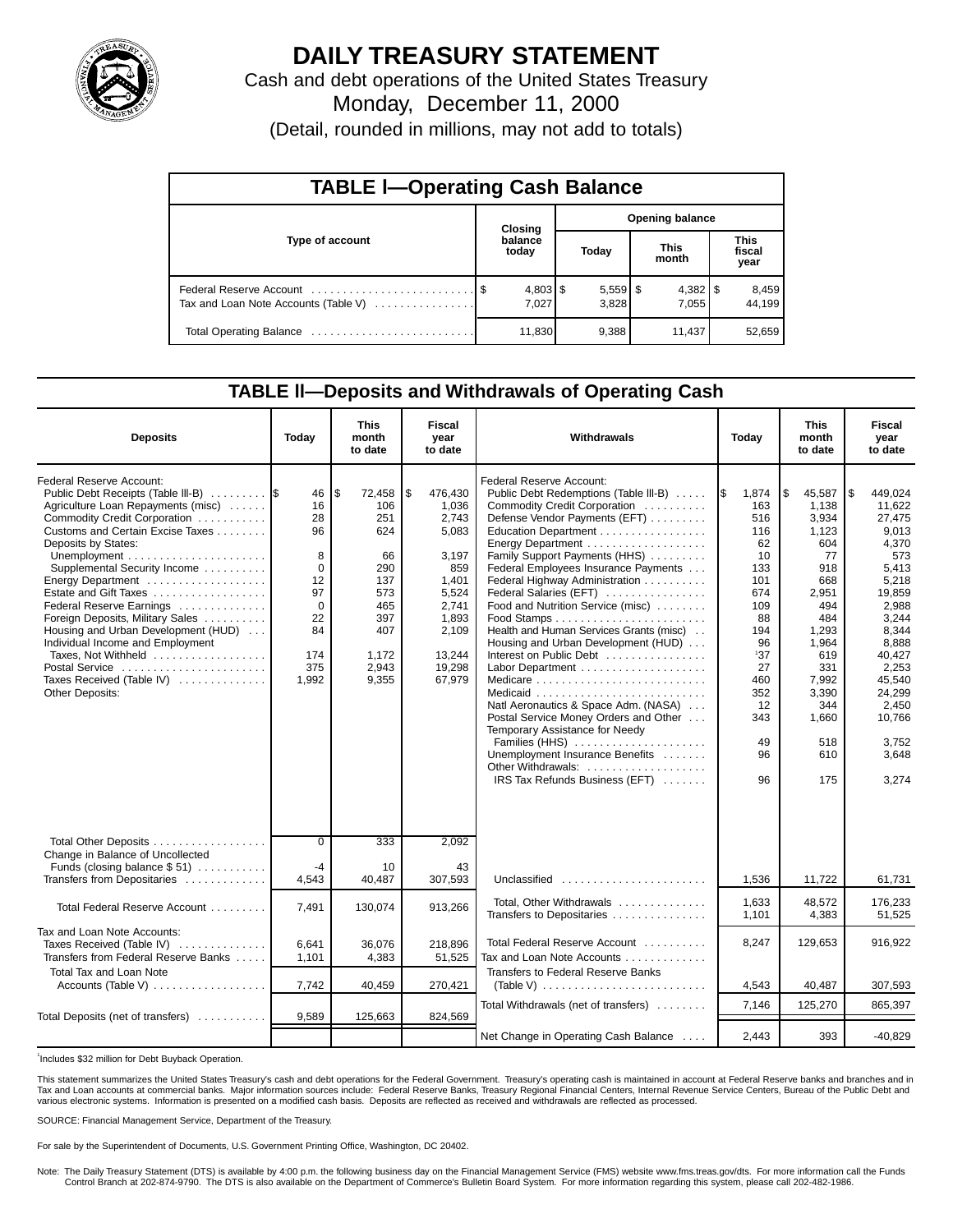# DAILY TREASURY STATEMENT

Cash and debt operations of the United States Treasury

Monday, December 11, 2000

(Detail, rounded in millions, may not add to totals)

## TABLE I—Operating Cash Balance

| Type of account | Closing balance today | Opening balance Today | Opening balance This month | Opening balance This fiscal year |
|---|---|---|---|---|
| Federal Reserve Account | $ 4,803 | $ 5,559 | $ 4,382 | $ 8,459 |
| Tax and Loan Note Accounts (Table V) | 7,027 | 3,828 | 7,055 | 44,199 |
| Total Operating Balance | 11,830 | 9,388 | 11,437 | 52,659 |

## TABLE II—Deposits and Withdrawals of Operating Cash

| Deposits | Today | This month to date | Fiscal year to date |
|---|---|---|---|
| Federal Reserve Account: | | | |
| Public Debt Receipts (Table III-B) | $ 46 | $ 72,458 | $ 476,430 |
| Agriculture Loan Repayments (misc) | 16 | 106 | 1,036 |
| Commodity Credit Corporation | 28 | 251 | 2,743 |
| Customs and Certain Excise Taxes | 96 | 624 | 5,083 |
| Deposits by States: | | | |
| Unemployment | 8 | 66 | 3,197 |
| Supplemental Security Income | 0 | 290 | 859 |
| Energy Department | 12 | 137 | 1,401 |
| Estate and Gift Taxes | 97 | 573 | 5,524 |
| Federal Reserve Earnings | 0 | 465 | 2,741 |
| Foreign Deposits, Military Sales | 22 | 397 | 1,893 |
| Housing and Urban Development (HUD) | 84 | 407 | 2,109 |
| Individual Income and Employment Taxes, Not Withheld | 174 | 1,172 | 13,244 |
| Postal Service | 375 | 2,943 | 19,298 |
| Taxes Received (Table IV) | 1,992 | 9,355 | 67,979 |
| Other Deposits: | | | |
| Total Other Deposits | 0 | 333 | 2,092 |
| Change in Balance of Uncollected Funds (closing balance $ 51) | -4 | 10 | 43 |
| Transfers from Depositaries | 4,543 | 40,487 | 307,593 |
| Total Federal Reserve Account | 7,491 | 130,074 | 913,266 |
| Tax and Loan Note Accounts: | | | |
| Taxes Received (Table IV) | 6,641 | 36,076 | 218,896 |
| Transfers from Federal Reserve Banks | 1,101 | 4,383 | 51,525 |
| Total Tax and Loan Note Accounts (Table V) | 7,742 | 40,459 | 270,421 |
| Total Deposits (net of transfers) | 9,589 | 125,663 | 824,569 |

| Withdrawals | Today | This month to date | Fiscal year to date |
|---|---|---|---|
| Federal Reserve Account: | | | |
| Public Debt Redemptions (Table III-B) | $ 1,874 | $ 45,587 | $ 449,024 |
| Commodity Credit Corporation | 163 | 1,138 | 11,622 |
| Defense Vendor Payments (EFT) | 516 | 3,934 | 27,475 |
| Education Department | 116 | 1,123 | 9,013 |
| Energy Department | 62 | 604 | 4,370 |
| Family Support Payments (HHS) | 10 | 77 | 573 |
| Federal Employees Insurance Payments | 133 | 918 | 5,413 |
| Federal Highway Administration | 101 | 668 | 5,218 |
| Federal Salaries (EFT) | 674 | 2,951 | 19,859 |
| Food and Nutrition Service (misc) | 109 | 494 | 2,988 |
| Food Stamps | 88 | 484 | 3,244 |
| Health and Human Services Grants (misc) | 194 | 1,293 | 8,344 |
| Housing and Urban Development (HUD) | 96 | 1,964 | 8,888 |
| Interest on Public Debt | [1]37 | 619 | 40,427 |
| Labor Department | 27 | 331 | 2,253 |
| Medicare | 460 | 7,992 | 45,540 |
| Medicaid | 352 | 3,390 | 24,299 |
| Natl Aeronautics & Space Adm. (NASA) | 12 | 344 | 2,450 |
| Postal Service Money Orders and Other | 343 | 1,660 | 10,766 |
| Temporary Assistance for Needy Families (HHS) | 49 | 518 | 3,752 |
| Unemployment Insurance Benefits | 96 | 610 | 3,648 |
| Other Withdrawals: | | | |
| IRS Tax Refunds Business (EFT) | 96 | 175 | 3,274 |
| Unclassified | 1,536 | 11,722 | 61,731 |
| Total, Other Withdrawals | 1,633 | 48,572 | 176,233 |
| Transfers to Depositaries | 1,101 | 4,383 | 51,525 |
| Total Federal Reserve Account | 8,247 | 129,653 | 916,922 |
| Tax and Loan Note Accounts | | | |
| Transfers to Federal Reserve Banks (Table V) | 4,543 | 40,487 | 307,593 |
| Total Withdrawals (net of transfers) | 7,146 | 125,270 | 865,397 |
| Net Change in Operating Cash Balance | 2,443 | 393 | -40,829 |

[1]Includes $32 million for Debt Buyback Operation.

This statement summarizes the United States Treasury's cash and debt operations for the Federal Government. Treasury's operating cash is maintained in account at Federal Reserve banks and branches and in Tax and Loan accounts at commercial banks. Major information sources include: Federal Reserve Banks, Treasury Regional Financial Centers, Internal Revenue Service Centers, Bureau of the Public Debt and various electronic systems. Information is presented on a modified cash basis. Deposits are reflected as received and withdrawals are reflected as processed.

SOURCE: Financial Management Service, Department of the Treasury.

For sale by the Superintendent of Documents, U.S. Government Printing Office, Washington, DC 20402.

Note: The Daily Treasury Statement (DTS) is available by 4:00 p.m. the following business day on the Financial Management Service (FMS) website www.fms.treas.gov/dts. For more information call the Funds Control Branch at 202-874-9790. The DTS is also available on the Department of Commerce's Bulletin Board System. For more information regarding this system, please call 202-482-1986.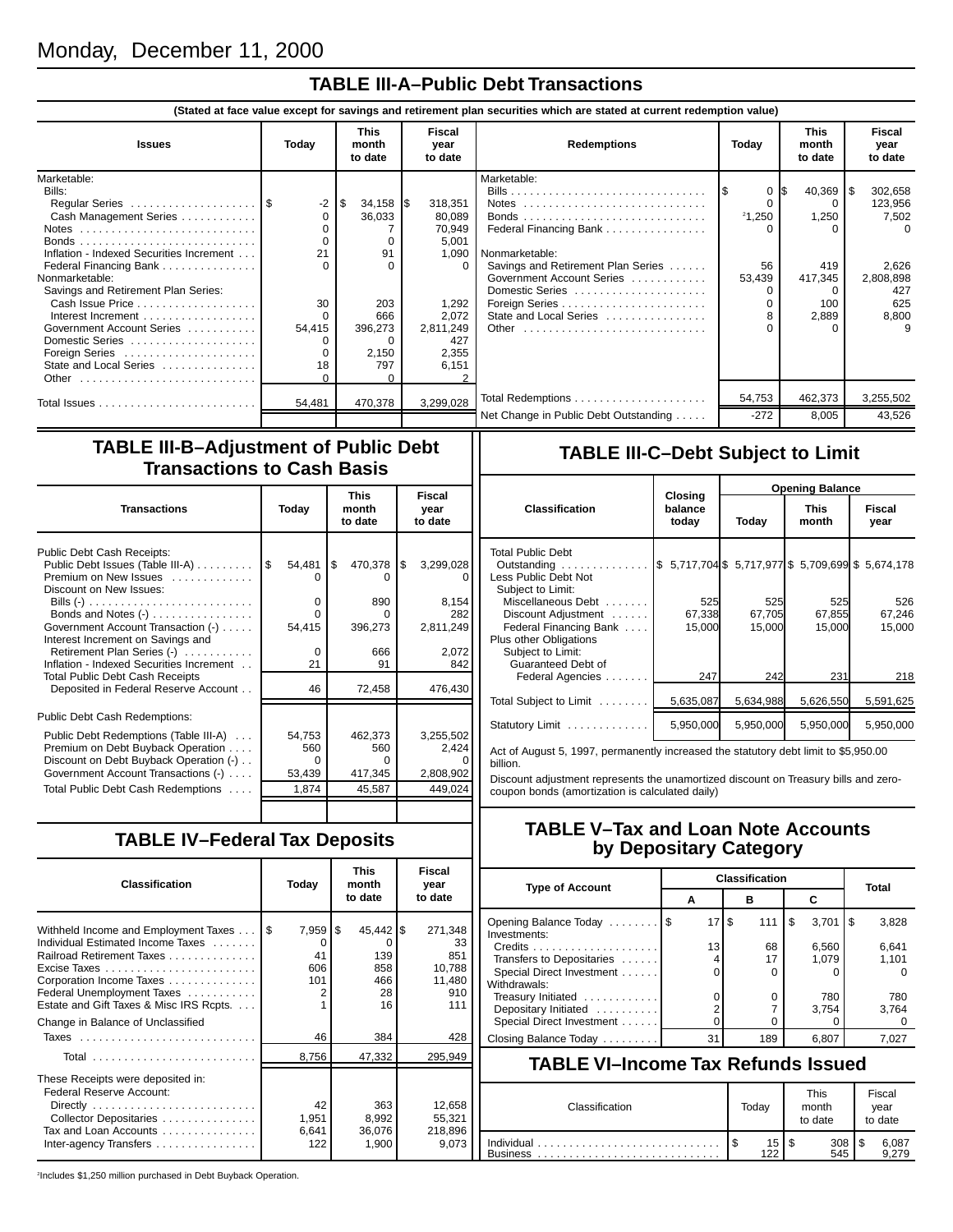Monday, December 11, 2000

## TABLE III-A–Public Debt Transactions

(Stated at face value except for savings and retirement plan securities which are stated at current redemption value)

| Issues | Today | This month to date | Fiscal year to date |
|---|---|---|---|
| Marketable: | | | |
| Bills: | | | |
| Regular Series | $ -2 | $ 34,158 | $ 318,351 |
| Cash Management Series | 0 | 36,033 | 80,089 |
| Notes | 0 | 7 | 70,949 |
| Bonds | 0 | 0 | 5,001 |
| Inflation - Indexed Securities Increment | 21 | 91 | 1,090 |
| Federal Financing Bank | 0 | 0 | 0 |
| Nonmarketable: | | | |
| Savings and Retirement Plan Series: | | | |
| Cash Issue Price | 30 | 203 | 1,292 |
| Interest Increment | 0 | 666 | 2,072 |
| Government Account Series | 54,415 | 396,273 | 2,811,249 |
| Domestic Series | 0 | 0 | 427 |
| Foreign Series | 0 | 2,150 | 2,355 |
| State and Local Series | 18 | 797 | 6,151 |
| Other | 0 | 0 | 2 |
| Total Issues | 54,481 | 470,378 | 3,299,028 |

| Redemptions | Today | This month to date | Fiscal year to date |
|---|---|---|---|
| Marketable: | | | |
| Bills | $ 0 | $ 40,369 | $ 302,658 |
| Notes | 0 | 0 | 123,956 |
| Bonds | [2]1,250 | 1,250 | 7,502 |
| Federal Financing Bank | 0 | 0 | 0 |
| Nonmarketable: | | | |
| Savings and Retirement Plan Series | 56 | 419 | 2,626 |
| Government Account Series | 53,439 | 417,345 | 2,808,898 |
| Domestic Series | 0 | 0 | 427 |
| Foreign Series | 0 | 100 | 625 |
| State and Local Series | 8 | 2,889 | 8,800 |
| Other | 0 | 0 | 9 |
| Total Redemptions | 54,753 | 462,373 | 3,255,502 |
| Net Change in Public Debt Outstanding | -272 | 8,005 | 43,526 |

## TABLE III-B–Adjustment of Public Debt Transactions to Cash Basis

| Transactions | Today | This month to date | Fiscal year to date |
|---|---|---|---|
| Public Debt Cash Receipts: | | | |
| Public Debt Issues (Table III-A) | $ 54,481 | $ 470,378 | $ 3,299,028 |
| Premium on New Issues | 0 | 0 | 0 |
| Discount on New Issues: | | | |
| Bills (-) | 0 | 890 | 8,154 |
| Bonds and Notes (-) | 0 | 0 | 282 |
| Government Account Transaction (-) | 54,415 | 396,273 | 2,811,249 |
| Interest Increment on Savings and Retirement Plan Series (-) | 0 | 666 | 2,072 |
| Inflation - Indexed Securities Increment | 21 | 91 | 842 |
| Total Public Debt Cash Receipts Deposited in Federal Reserve Account | 46 | 72,458 | 476,430 |
| Public Debt Cash Redemptions: | | | |
| Public Debt Redemptions (Table III-A) | 54,753 | 462,373 | 3,255,502 |
| Premium on Debt Buyback Operation | 560 | 560 | 2,424 |
| Discount on Debt Buyback Operation (-) | 0 | 0 | 0 |
| Government Account Transactions (-) | 53,439 | 417,345 | 2,808,902 |
| Total Public Debt Cash Redemptions | 1,874 | 45,587 | 449,024 |

## TABLE III-C–Debt Subject to Limit

| Classification | Closing balance today | Opening Balance | | |
|---|---|---|---|---|
| | | Today | This month | Fiscal year |
| Total Public Debt Outstanding | $ 5,717,704 | $ 5,717,977 | $ 5,709,699 | $ 5,674,178 |
| Less Public Debt Not Subject to Limit: | | | | |
| Miscellaneous Debt | 525 | 525 | 525 | 526 |
| Discount Adjustment | 67,338 | 67,705 | 67,855 | 67,246 |
| Federal Financing Bank | 15,000 | 15,000 | 15,000 | 15,000 |
| Plus other Obligations Subject to Limit: | | | | |
| Guaranteed Debt of Federal Agencies | 247 | 242 | 231 | 218 |
| Total Subject to Limit | 5,635,087 | 5,634,988 | 5,626,550 | 5,591,625 |
| Statutory Limit | 5,950,000 | 5,950,000 | 5,950,000 | 5,950,000 |

Act of August 5, 1997, permanently increased the statutory debt limit to $5,950.00 billion.

Discount adjustment represents the unamortized discount on Treasury bills and zero-coupon bonds (amortization is calculated daily)

## TABLE IV–Federal Tax Deposits

| Classification | Today | This month to date | Fiscal year to date |
|---|---|---|---|
| Withheld Income and Employment Taxes | $ 7,959 | $ 45,442 | $ 271,348 |
| Individual Estimated Income Taxes | 0 | 0 | 33 |
| Railroad Retirement Taxes | 41 | 139 | 851 |
| Excise Taxes | 606 | 858 | 10,788 |
| Corporation Income Taxes | 101 | 466 | 11,480 |
| Federal Unemployment Taxes | 2 | 28 | 910 |
| Estate and Gift Taxes & Misc IRS Rcpts. | 1 | 16 | 111 |
| Change in Balance of Unclassified Taxes | 46 | 384 | 428 |
| Total | 8,756 | 47,332 | 295,949 |
| These Receipts were deposited in: | | | |
| Federal Reserve Account: | | | |
| Directly | 42 | 363 | 12,658 |
| Collector Depositaries | 1,951 | 8,992 | 55,321 |
| Tax and Loan Accounts | 6,641 | 36,076 | 218,896 |
| Inter-agency Transfers | 122 | 1,900 | 9,073 |

## TABLE V–Tax and Loan Note Accounts by Depositary Category

| Type of Account | Classification | | | Total |
|---|---|---|---|---|
| | A | B | C | |
| Opening Balance Today | $ 17 | $ 111 | $ 3,701 | $ 3,828 |
| Investments: | | | | |
| Credits | 13 | 68 | 6,560 | 6,641 |
| Transfers to Depositaries | 4 | 17 | 1,079 | 1,101 |
| Special Direct Investment | 0 | 0 | 0 | 0 |
| Withdrawals: | | | | |
| Treasury Initiated | 0 | 0 | 780 | 780 |
| Depositary Initiated | 2 | 7 | 3,754 | 3,764 |
| Special Direct Investment | 0 | 0 | 0 | 0 |
| Closing Balance Today | 31 | 189 | 6,807 | 7,027 |

## TABLE VI–Income Tax Refunds Issued

| Classification | Today | This month to date | Fiscal year to date |
|---|---|---|---|
| Individual | $ 15 | $ 308 | $ 6,087 |
| Business | 122 | 545 | 9,279 |

[2]Includes $1,250 million purchased in Debt Buyback Operation.